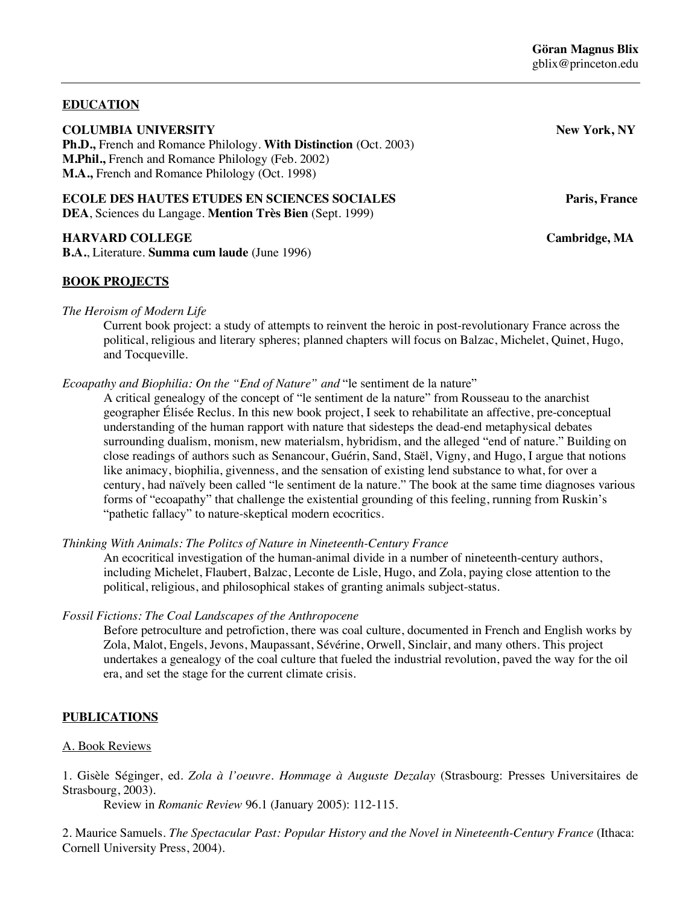**Göran Magnus Blix**
gblix@princeton.edu

## EDUCATION

**COLUMBIA UNIVERSITY** — **New York, NY**
**Ph.D.,** French and Romance Philology. **With Distinction** (Oct. 2003)
**M.Phil.,** French and Romance Philology (Feb. 2002)
**M.A.,** French and Romance Philology (Oct. 1998)

**ECOLE DES HAUTES ETUDES EN SCIENCES SOCIALES** — **Paris, France**
**DEA**, Sciences du Langage. **Mention Très Bien** (Sept. 1999)

**HARVARD COLLEGE** — **Cambridge, MA**
**B.A.**, Literature. **Summa cum laude** (June 1996)

## BOOK PROJECTS

*The Heroism of Modern Life*

Current book project: a study of attempts to reinvent the heroic in post-revolutionary France across the political, religious and literary spheres; planned chapters will focus on Balzac, Michelet, Quinet, Hugo, and Tocqueville.

*Ecoapathy and Biophilia: On the "End of Nature" and* "le sentiment de la nature"

A critical genealogy of the concept of "le sentiment de la nature" from Rousseau to the anarchist geographer Élisée Reclus. In this new book project, I seek to rehabilitate an affective, pre-conceptual understanding of the human rapport with nature that sidesteps the dead-end metaphysical debates surrounding dualism, monism, new materialsm, hybridism, and the alleged "end of nature." Building on close readings of authors such as Senancour, Guérin, Sand, Staël, Vigny, and Hugo, I argue that notions like animacy, biophilia, givenness, and the sensation of existing lend substance to what, for over a century, had naïvely been called "le sentiment de la nature." The book at the same time diagnoses various forms of "ecoapathy" that challenge the existential grounding of this feeling, running from Ruskin's "pathetic fallacy" to nature-skeptical modern ecocritics.

*Thinking With Animals: The Politcs of Nature in Nineteenth-Century France*

An ecocritical investigation of the human-animal divide in a number of nineteenth-century authors, including Michelet, Flaubert, Balzac, Leconte de Lisle, Hugo, and Zola, paying close attention to the political, religious, and philosophical stakes of granting animals subject-status.

*Fossil Fictions: The Coal Landscapes of the Anthropocene*

Before petroculture and petrofiction, there was coal culture, documented in French and English works by Zola, Malot, Engels, Jevons, Maupassant, Sévérine, Orwell, Sinclair, and many others. This project undertakes a genealogy of the coal culture that fueled the industrial revolution, paved the way for the oil era, and set the stage for the current climate crisis.

## PUBLICATIONS

### A. Book Reviews

1. Gisèle Séginger, ed. *Zola à l'oeuvre. Hommage à Auguste Dezalay* (Strasbourg: Presses Universitaires de Strasbourg, 2003).
   Review in *Romanic Review* 96.1 (January 2005): 112-115.

2. Maurice Samuels. *The Spectacular Past: Popular History and the Novel in Nineteenth-Century France* (Ithaca: Cornell University Press, 2004).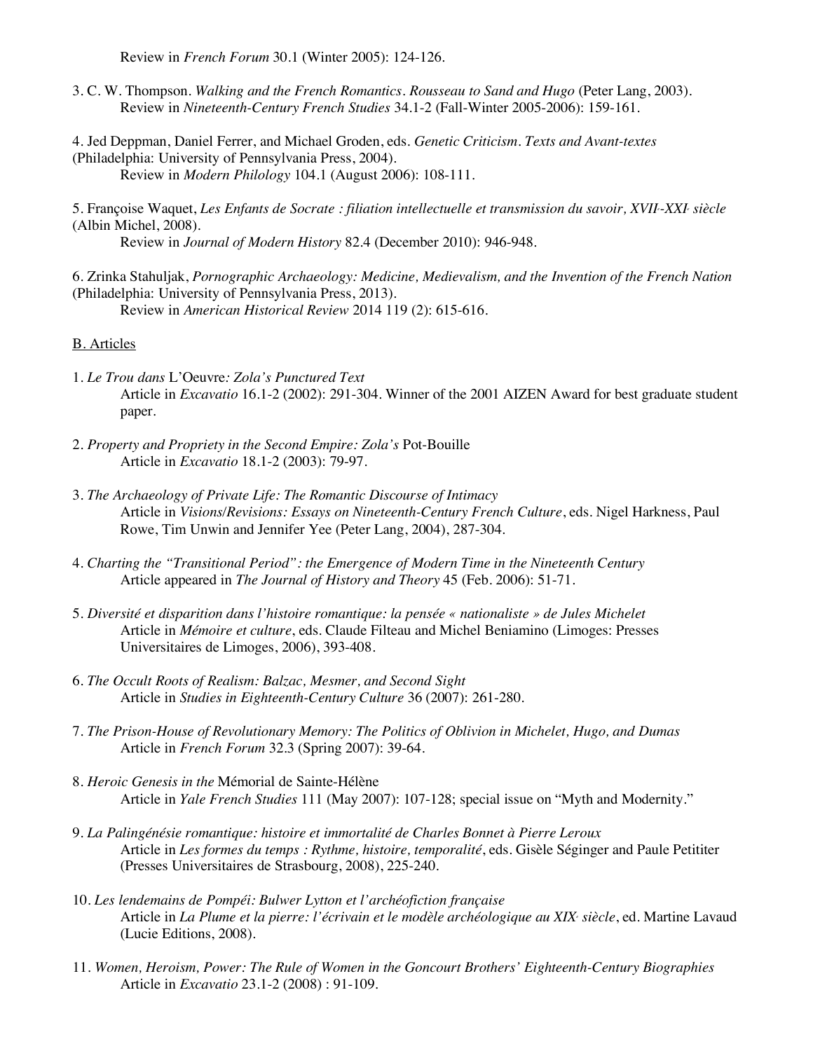Review in *French Forum* 30.1 (Winter 2005): 124-126.

3. C. W. Thompson. *Walking and the French Romantics. Rousseau to Sand and Hugo* (Peter Lang, 2003).
   Review in *Nineteenth-Century French Studies* 34.1-2 (Fall-Winter 2005-2006): 159-161.

4. Jed Deppman, Daniel Ferrer, and Michael Groden, eds. *Genetic Criticism. Texts and Avant-textes* (Philadelphia: University of Pennsylvania Press, 2004).
   Review in *Modern Philology* 104.1 (August 2006): 108-111.

5. Françoise Waquet, *Les Enfants de Socrate : filiation intellectuelle et transmission du savoir, XVII-XXI siècle* (Albin Michel, 2008).
   Review in *Journal of Modern History* 82.4 (December 2010): 946-948.

6. Zrinka Stahuljak, *Pornographic Archaeology: Medicine, Medievalism, and the Invention of the French Nation* (Philadelphia: University of Pennsylvania Press, 2013).
   Review in *American Historical Review* 2014 119 (2): 615-616.

B. Articles

1. *Le Trou dans* L'Oeuvre*: Zola's Punctured Text*
   Article in *Excavatio* 16.1-2 (2002): 291-304. Winner of the 2001 AIZEN Award for best graduate student paper.

2. *Property and Propriety in the Second Empire: Zola's* Pot-Bouille
   Article in *Excavatio* 18.1-2 (2003): 79-97.

3. *The Archaeology of Private Life: The Romantic Discourse of Intimacy*
   Article in *Visions/Revisions: Essays on Nineteenth-Century French Culture*, eds. Nigel Harkness, Paul Rowe, Tim Unwin and Jennifer Yee (Peter Lang, 2004), 287-304.

4. *Charting the "Transitional Period": the Emergence of Modern Time in the Nineteenth Century*
   Article appeared in *The Journal of History and Theory* 45 (Feb. 2006): 51-71.

5. *Diversité et disparition dans l'histoire romantique: la pensée « nationaliste » de Jules Michelet*
   Article in *Mémoire et culture*, eds. Claude Filteau and Michel Beniamino (Limoges: Presses Universitaires de Limoges, 2006), 393-408.

6. *The Occult Roots of Realism: Balzac, Mesmer, and Second Sight*
   Article in *Studies in Eighteenth-Century Culture* 36 (2007): 261-280.

7. *The Prison-House of Revolutionary Memory: The Politics of Oblivion in Michelet, Hugo, and Dumas*
   Article in *French Forum* 32.3 (Spring 2007): 39-64.

8. *Heroic Genesis in the* Mémorial de Sainte-Hélène
   Article in *Yale French Studies* 111 (May 2007): 107-128; special issue on "Myth and Modernity."

9. *La Palingénésie romantique: histoire et immortalité de Charles Bonnet à Pierre Leroux*
   Article in *Les formes du temps : Rythme, histoire, temporalité*, eds. Gisèle Séginger and Paule Petititer (Presses Universitaires de Strasbourg, 2008), 225-240.

10. *Les lendemains de Pompéi: Bulwer Lytton et l'archéofiction française*
    Article in *La Plume et la pierre: l'écrivain et le modèle archéologique au XIX siècle*, ed. Martine Lavaud (Lucie Editions, 2008).

11. *Women, Heroism, Power: The Rule of Women in the Goncourt Brothers' Eighteenth-Century Biographies*
    Article in *Excavatio* 23.1-2 (2008) : 91-109.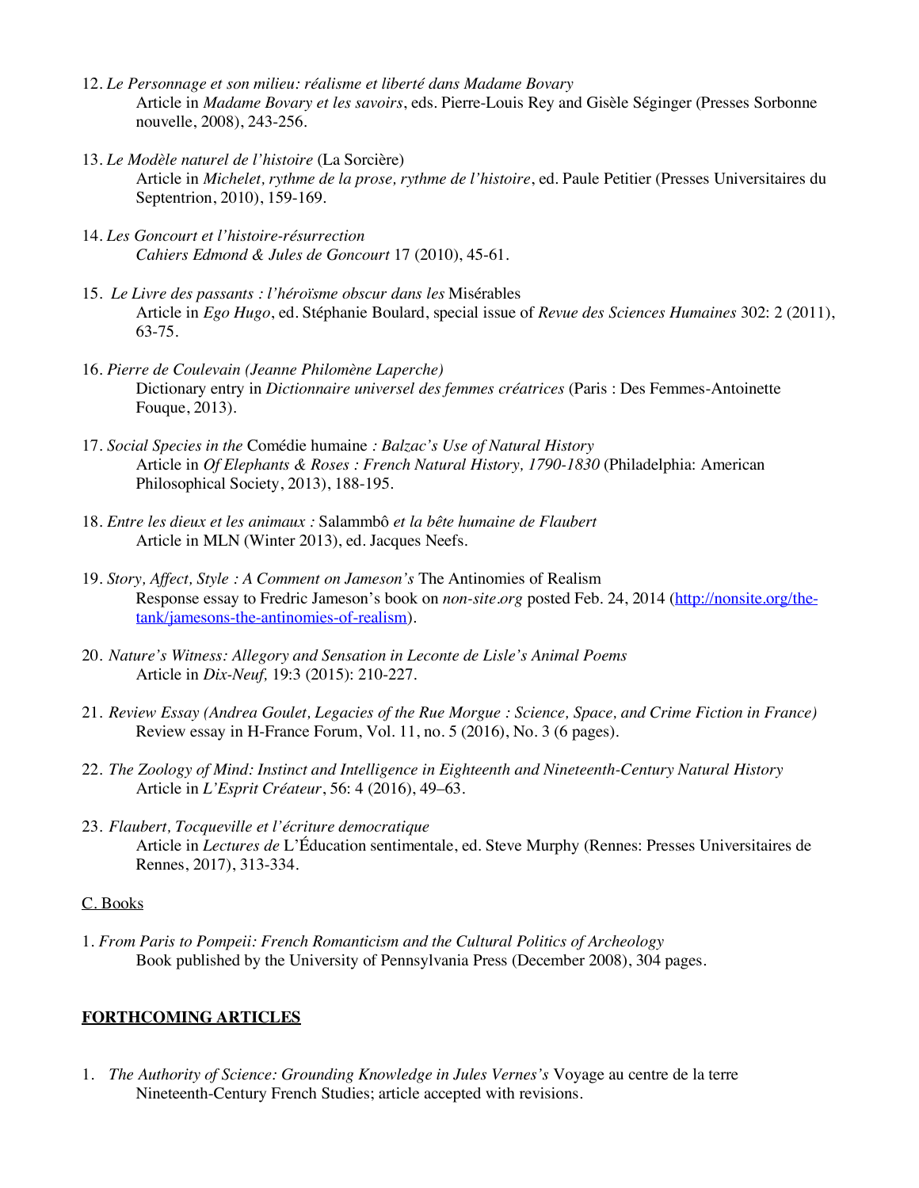12. *Le Personnage et son milieu: réalisme et liberté dans Madame Bovary*
    Article in *Madame Bovary et les savoirs*, eds. Pierre-Louis Rey and Gisèle Séginger (Presses Sorbonne nouvelle, 2008), 243-256.

13. *Le Modèle naturel de l'histoire* (La Sorcière)
    Article in *Michelet, rythme de la prose, rythme de l'histoire*, ed. Paule Petitier (Presses Universitaires du Septentrion, 2010), 159-169.

14. *Les Goncourt et l'histoire-résurrection*
    *Cahiers Edmond & Jules de Goncourt* 17 (2010), 45-61.

15. *Le Livre des passants : l'héroïsme obscur dans les* Misérables
    Article in *Ego Hugo*, ed. Stéphanie Boulard, special issue of *Revue des Sciences Humaines* 302: 2 (2011), 63-75.

16. *Pierre de Coulevain (Jeanne Philomène Laperche)*
    Dictionary entry in *Dictionnaire universel des femmes créatrices* (Paris : Des Femmes-Antoinette Fouque, 2013).

17. *Social Species in the* Comédie humaine *: Balzac's Use of Natural History*
    Article in *Of Elephants & Roses : French Natural History, 1790-1830* (Philadelphia: American Philosophical Society, 2013), 188-195.

18. *Entre les dieux et les animaux :* Salammbô *et la bête humaine de Flaubert*
    Article in MLN (Winter 2013), ed. Jacques Neefs.

19. *Story, Affect, Style : A Comment on Jameson's* The Antinomies of Realism
    Response essay to Fredric Jameson's book on *non-site.org* posted Feb. 24, 2014 (http://nonsite.org/the-tank/jamesons-the-antinomies-of-realism).

20. *Nature's Witness: Allegory and Sensation in Leconte de Lisle's Animal Poems*
    Article in *Dix-Neuf,* 19:3 (2015): 210-227.

21. *Review Essay (Andrea Goulet, Legacies of the Rue Morgue : Science, Space, and Crime Fiction in France)*
    Review essay in H-France Forum, Vol. 11, no. 5 (2016), No. 3 (6 pages).

22. *The Zoology of Mind: Instinct and Intelligence in Eighteenth and Nineteenth-Century Natural History*
    Article in *L'Esprit Créateur*, 56: 4 (2016), 49–63.

23. *Flaubert, Tocqueville et l'écriture democratique*
    Article in *Lectures de* L'Éducation sentimentale, ed. Steve Murphy (Rennes: Presses Universitaires de Rennes, 2017), 313-334.

C. Books

1. *From Paris to Pompeii: French Romanticism and the Cultural Politics of Archeology*
   Book published by the University of Pennsylvania Press (December 2008), 304 pages.

## FORTHCOMING ARTICLES

1. *The Authority of Science: Grounding Knowledge in Jules Vernes's* Voyage au centre de la terre
   Nineteenth-Century French Studies; article accepted with revisions.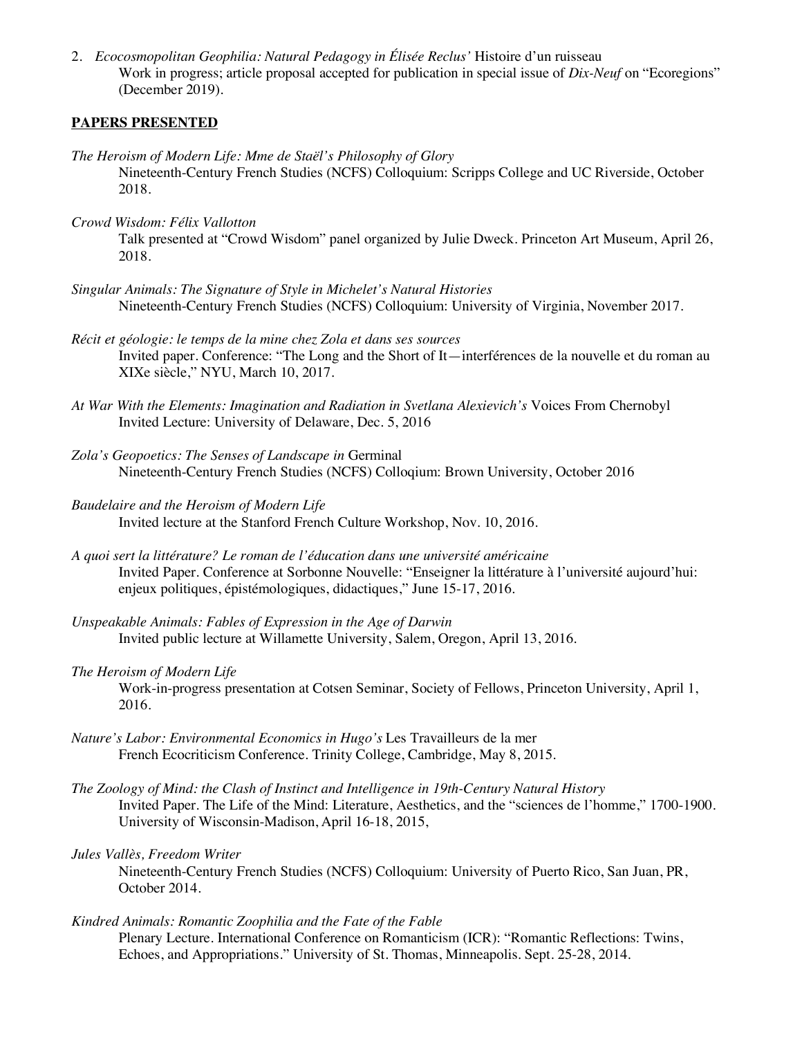2. *Ecocosmopolitan Geophilia: Natural Pedagogy in Élisée Reclus'* Histoire d'un ruisseau
   Work in progress; article proposal accepted for publication in special issue of *Dix-Neuf* on "Ecoregions" (December 2019).

## PAPERS PRESENTED

*The Heroism of Modern Life: Mme de Staël's Philosophy of Glory*
Nineteenth-Century French Studies (NCFS) Colloquium: Scripps College and UC Riverside, October 2018.

*Crowd Wisdom: Félix Vallotton*
Talk presented at "Crowd Wisdom" panel organized by Julie Dweck. Princeton Art Museum, April 26, 2018.

*Singular Animals: The Signature of Style in Michelet's Natural Histories*
Nineteenth-Century French Studies (NCFS) Colloquium: University of Virginia, November 2017.

*Récit et géologie: le temps de la mine chez Zola et dans ses sources*
Invited paper. Conference: "The Long and the Short of It—interférences de la nouvelle et du roman au XIXe siècle," NYU, March 10, 2017.

*At War With the Elements: Imagination and Radiation in Svetlana Alexievich's* Voices From Chernobyl
Invited Lecture: University of Delaware, Dec. 5, 2016

*Zola's Geopoetics: The Senses of Landscape in* Germinal
Nineteenth-Century French Studies (NCFS) Colloqium: Brown University, October 2016

*Baudelaire and the Heroism of Modern Life*
Invited lecture at the Stanford French Culture Workshop, Nov. 10, 2016.

*A quoi sert la littérature? Le roman de l'éducation dans une université américaine*
Invited Paper. Conference at Sorbonne Nouvelle: "Enseigner la littérature à l'université aujourd'hui: enjeux politiques, épistémologiques, didactiques," June 15-17, 2016.

*Unspeakable Animals: Fables of Expression in the Age of Darwin*
Invited public lecture at Willamette University, Salem, Oregon, April 13, 2016.

*The Heroism of Modern Life*
Work-in-progress presentation at Cotsen Seminar, Society of Fellows, Princeton University, April 1, 2016.

*Nature's Labor: Environmental Economics in Hugo's* Les Travailleurs de la mer
French Ecocriticism Conference. Trinity College, Cambridge, May 8, 2015.

*The Zoology of Mind: the Clash of Instinct and Intelligence in 19th-Century Natural History*
Invited Paper. The Life of the Mind: Literature, Aesthetics, and the "sciences de l'homme," 1700-1900. University of Wisconsin-Madison, April 16-18, 2015,

*Jules Vallès, Freedom Writer*
Nineteenth-Century French Studies (NCFS) Colloquium: University of Puerto Rico, San Juan, PR, October 2014.

*Kindred Animals: Romantic Zoophilia and the Fate of the Fable*
Plenary Lecture. International Conference on Romanticism (ICR): "Romantic Reflections: Twins, Echoes, and Appropriations." University of St. Thomas, Minneapolis. Sept. 25-28, 2014.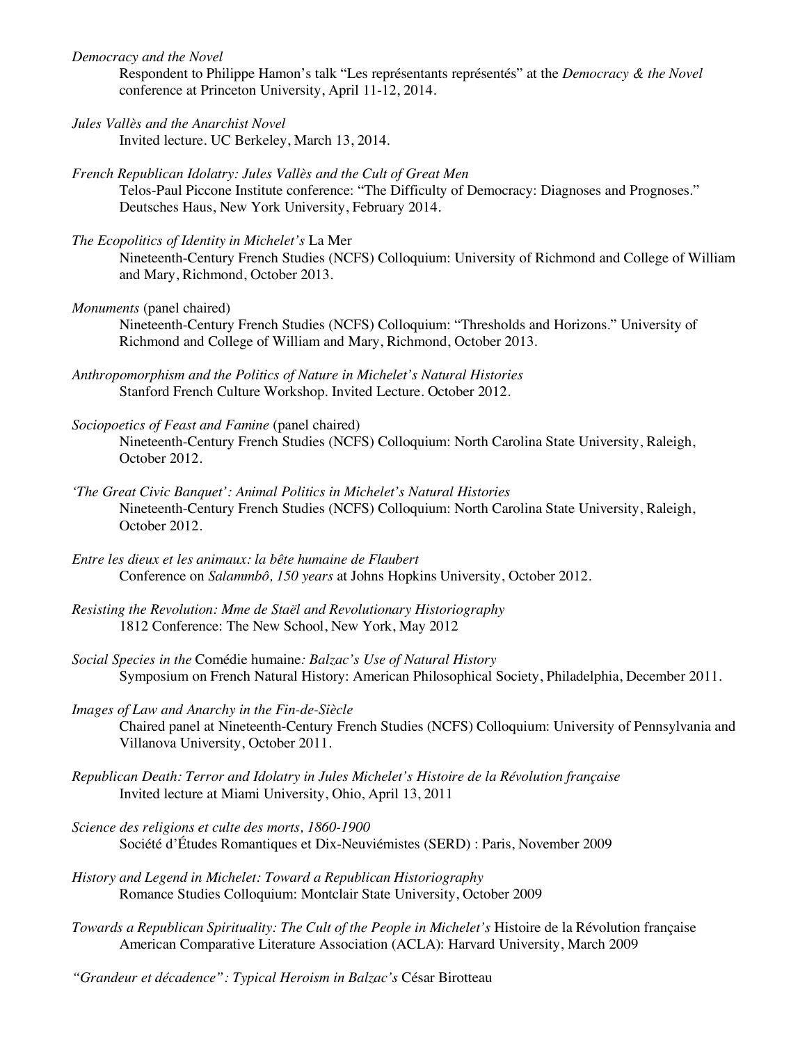*Democracy and the Novel*

Respondent to Philippe Hamon's talk "Les représentants représentés" at the *Democracy & the Novel* conference at Princeton University, April 11-12, 2014.

*Jules Vallès and the Anarchist Novel*

Invited lecture. UC Berkeley, March 13, 2014.

*French Republican Idolatry: Jules Vallès and the Cult of Great Men*

Telos-Paul Piccone Institute conference: "The Difficulty of Democracy: Diagnoses and Prognoses." Deutsches Haus, New York University, February 2014.

*The Ecopolitics of Identity in Michelet's* La Mer

Nineteenth-Century French Studies (NCFS) Colloquium: University of Richmond and College of William and Mary, Richmond, October 2013.

*Monuments* (panel chaired)

Nineteenth-Century French Studies (NCFS) Colloquium: "Thresholds and Horizons." University of Richmond and College of William and Mary, Richmond, October 2013.

*Anthropomorphism and the Politics of Nature in Michelet's Natural Histories*

Stanford French Culture Workshop. Invited Lecture. October 2012.

*Sociopoetics of Feast and Famine* (panel chaired)

Nineteenth-Century French Studies (NCFS) Colloquium: North Carolina State University, Raleigh, October 2012.

*'The Great Civic Banquet': Animal Politics in Michelet's Natural Histories*

Nineteenth-Century French Studies (NCFS) Colloquium: North Carolina State University, Raleigh, October 2012.

*Entre les dieux et les animaux: la bête humaine de Flaubert*

Conference on *Salammbô, 150 years* at Johns Hopkins University, October 2012.

*Resisting the Revolution: Mme de Staël and Revolutionary Historiography*

1812 Conference: The New School, New York, May 2012

*Social Species in the* Comédie humaine*: Balzac's Use of Natural History*

Symposium on French Natural History: American Philosophical Society, Philadelphia, December 2011.

*Images of Law and Anarchy in the Fin-de-Siècle*

Chaired panel at Nineteenth-Century French Studies (NCFS) Colloquium: University of Pennsylvania and Villanova University, October 2011.

*Republican Death: Terror and Idolatry in Jules Michelet's Histoire de la Révolution française*

Invited lecture at Miami University, Ohio, April 13, 2011

*Science des religions et culte des morts, 1860-1900*

Société d'Études Romantiques et Dix-Neuviémistes (SERD) : Paris, November 2009

*History and Legend in Michelet: Toward a Republican Historiography*

Romance Studies Colloquium: Montclair State University, October 2009

*Towards a Republican Spirituality: The Cult of the People in Michelet's* Histoire de la Révolution française

American Comparative Literature Association (ACLA): Harvard University, March 2009

*"Grandeur et décadence": Typical Heroism in Balzac's* César Birotteau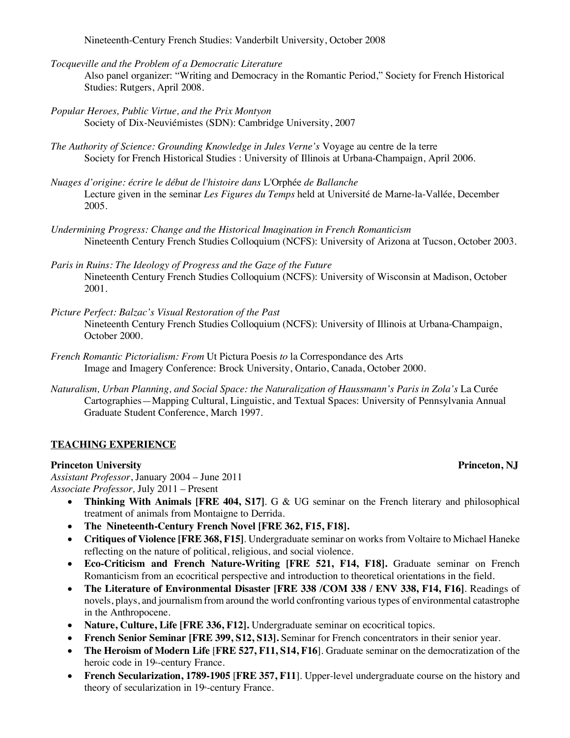Nineteenth-Century French Studies: Vanderbilt University, October 2008

*Tocqueville and the Problem of a Democratic Literature*
Also panel organizer: "Writing and Democracy in the Romantic Period," Society for French Historical Studies: Rutgers, April 2008.

*Popular Heroes, Public Virtue, and the Prix Montyon*
Society of Dix-Neuviémistes (SDN): Cambridge University, 2007

*The Authority of Science: Grounding Knowledge in Jules Verne's* Voyage au centre de la terre
Society for French Historical Studies : University of Illinois at Urbana-Champaign, April 2006.

*Nuages d'origine: écrire le début de l'histoire dans* L'Orphée *de Ballanche*
Lecture given in the seminar *Les Figures du Temps* held at Université de Marne-la-Vallée, December 2005.

*Undermining Progress: Change and the Historical Imagination in French Romanticism*
Nineteenth Century French Studies Colloquium (NCFS): University of Arizona at Tucson, October 2003.

*Paris in Ruins: The Ideology of Progress and the Gaze of the Future*
Nineteenth Century French Studies Colloquium (NCFS): University of Wisconsin at Madison, October 2001.

*Picture Perfect: Balzac's Visual Restoration of the Past*
Nineteenth Century French Studies Colloquium (NCFS): University of Illinois at Urbana-Champaign, October 2000.

*French Romantic Pictorialism: From* Ut Pictura Poesis *to* la Correspondance des Arts
Image and Imagery Conference: Brock University, Ontario, Canada, October 2000.

*Naturalism, Urban Planning, and Social Space: the Naturalization of Haussmann's Paris in Zola's* La Curée
Cartographies—Mapping Cultural, Linguistic, and Textual Spaces: University of Pennsylvania Annual Graduate Student Conference, March 1997.

## TEACHING EXPERIENCE

**Princeton University** **Princeton, NJ**
*Assistant Professor*, January 2004 – June 2011
*Associate Professor,* July 2011 – Present

- **Thinking With Animals [FRE 404, S17]**. G & UG seminar on the French literary and philosophical treatment of animals from Montaigne to Derrida.
- **The Nineteenth-Century French Novel [FRE 362, F15, F18].**
- **Critiques of Violence [FRE 368, F15]**. Undergraduate seminar on works from Voltaire to Michael Haneke reflecting on the nature of political, religious, and social violence.
- **Eco-Criticism and French Nature-Writing [FRE 521, F14, F18].** Graduate seminar on French Romanticism from an ecocritical perspective and introduction to theoretical orientations in the field.
- **The Literature of Environmental Disaster [FRE 338 /COM 338 / ENV 338, F14, F16]**. Readings of novels, plays, and journalism from around the world confronting various types of environmental catastrophe in the Anthropocene.
- **Nature, Culture, Life [FRE 336, F12].** Undergraduate seminar on ecocritical topics.
- **French Senior Seminar [FRE 399, S12, S13].** Seminar for French concentrators in their senior year.
- **The Heroism of Modern Life** [**FRE 527, F11, S14, F16**]. Graduate seminar on the democratization of the heroic code in 19th-century France.
- **French Secularization, 1789-1905** [**FRE 357, F11**]. Upper-level undergraduate course on the history and theory of secularization in 19th-century France.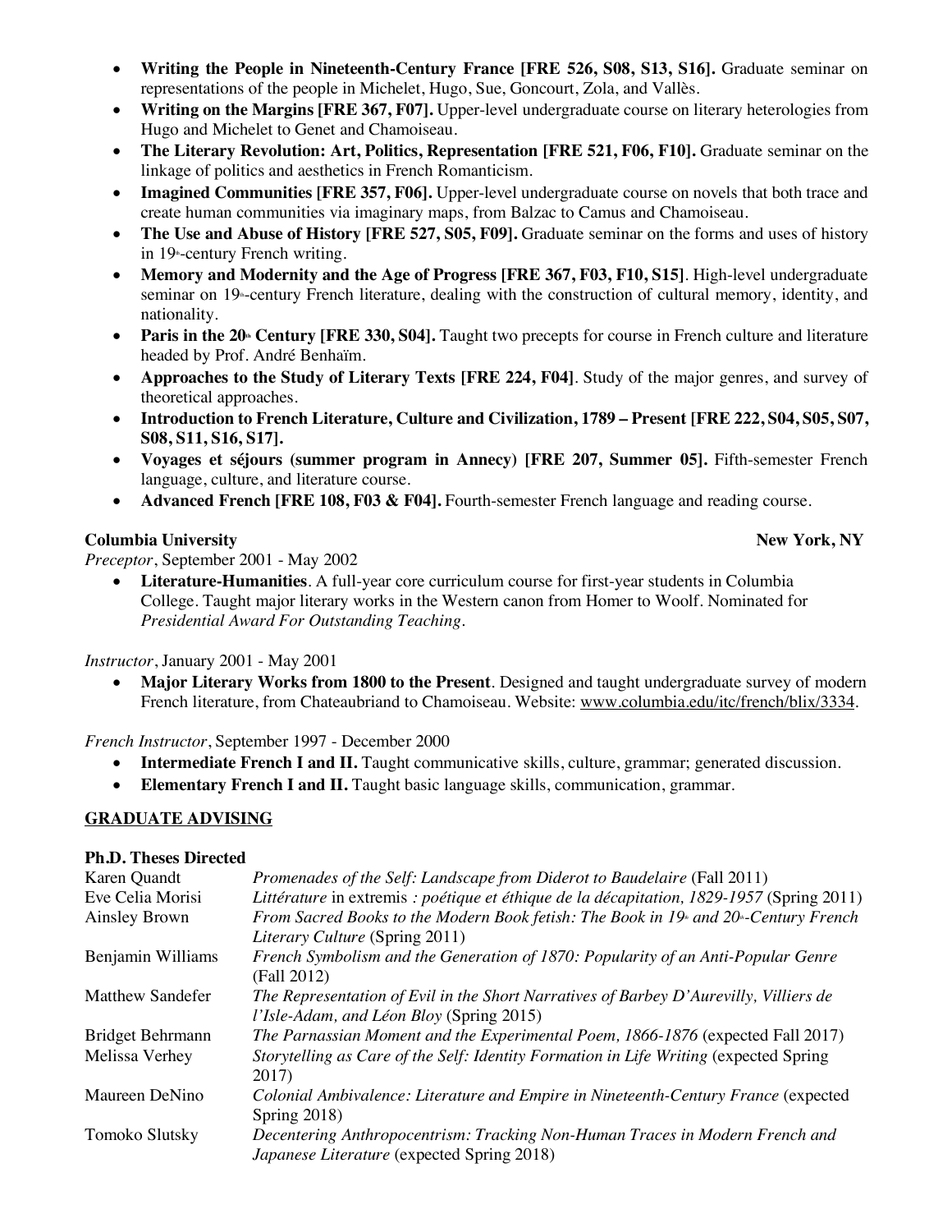- **Writing the People in Nineteenth-Century France [FRE 526, S08, S13, S16].** Graduate seminar on representations of the people in Michelet, Hugo, Sue, Goncourt, Zola, and Vallès.
- **Writing on the Margins [FRE 367, F07].** Upper-level undergraduate course on literary heterologies from Hugo and Michelet to Genet and Chamoiseau.
- **The Literary Revolution: Art, Politics, Representation [FRE 521, F06, F10].** Graduate seminar on the linkage of politics and aesthetics in French Romanticism.
- **Imagined Communities [FRE 357, F06].** Upper-level undergraduate course on novels that both trace and create human communities via imaginary maps, from Balzac to Camus and Chamoiseau.
- **The Use and Abuse of History [FRE 527, S05, F09].** Graduate seminar on the forms and uses of history in 19th-century French writing.
- **Memory and Modernity and the Age of Progress [FRE 367, F03, F10, S15]**. High-level undergraduate seminar on 19th-century French literature, dealing with the construction of cultural memory, identity, and nationality.
- **Paris in the 20th Century [FRE 330, S04].** Taught two precepts for course in French culture and literature headed by Prof. André Benhaïm.
- **Approaches to the Study of Literary Texts [FRE 224, F04]**. Study of the major genres, and survey of theoretical approaches.
- **Introduction to French Literature, Culture and Civilization, 1789 – Present [FRE 222, S04, S05, S07, S08, S11, S16, S17].**
- **Voyages et séjours (summer program in Annecy) [FRE 207, Summer 05].** Fifth-semester French language, culture, and literature course.
- **Advanced French [FRE 108, F03 & F04].** Fourth-semester French language and reading course.

**Columbia University** **New York, NY**

*Preceptor*, September 2001 - May 2002

- **Literature-Humanities**. A full-year core curriculum course for first-year students in Columbia College. Taught major literary works in the Western canon from Homer to Woolf. Nominated for *Presidential Award For Outstanding Teaching*.

*Instructor*, January 2001 - May 2001

- **Major Literary Works from 1800 to the Present**. Designed and taught undergraduate survey of modern French literature, from Chateaubriand to Chamoiseau. Website: www.columbia.edu/itc/french/blix/3334.

*French Instructor*, September 1997 - December 2000

- **Intermediate French I and II.** Taught communicative skills, culture, grammar; generated discussion.
- **Elementary French I and II.** Taught basic language skills, communication, grammar.

## GRADUATE ADVISING

**Ph.D. Theses Directed**

| | |
|---|---|
| Karen Quandt | *Promenades of the Self: Landscape from Diderot to Baudelaire* (Fall 2011) |
| Eve Celia Morisi | *Littérature* in extremis *: poétique et éthique de la décapitation, 1829-1957* (Spring 2011) |
| Ainsley Brown | *From Sacred Books to the Modern Book fetish: The Book in 19th and 20th-Century French Literary Culture* (Spring 2011) |
| Benjamin Williams | *French Symbolism and the Generation of 1870: Popularity of an Anti-Popular Genre* (Fall 2012) |
| Matthew Sandefer | *The Representation of Evil in the Short Narratives of Barbey D'Aurevilly, Villiers de l'Isle-Adam, and Léon Bloy* (Spring 2015) |
| Bridget Behrmann | *The Parnassian Moment and the Experimental Poem, 1866-1876* (expected Fall 2017) |
| Melissa Verhey | *Storytelling as Care of the Self: Identity Formation in Life Writing* (expected Spring 2017) |
| Maureen DeNino | *Colonial Ambivalence: Literature and Empire in Nineteenth-Century France* (expected Spring 2018) |
| Tomoko Slutsky | *Decentering Anthropocentrism: Tracking Non-Human Traces in Modern French and Japanese Literature* (expected Spring 2018) |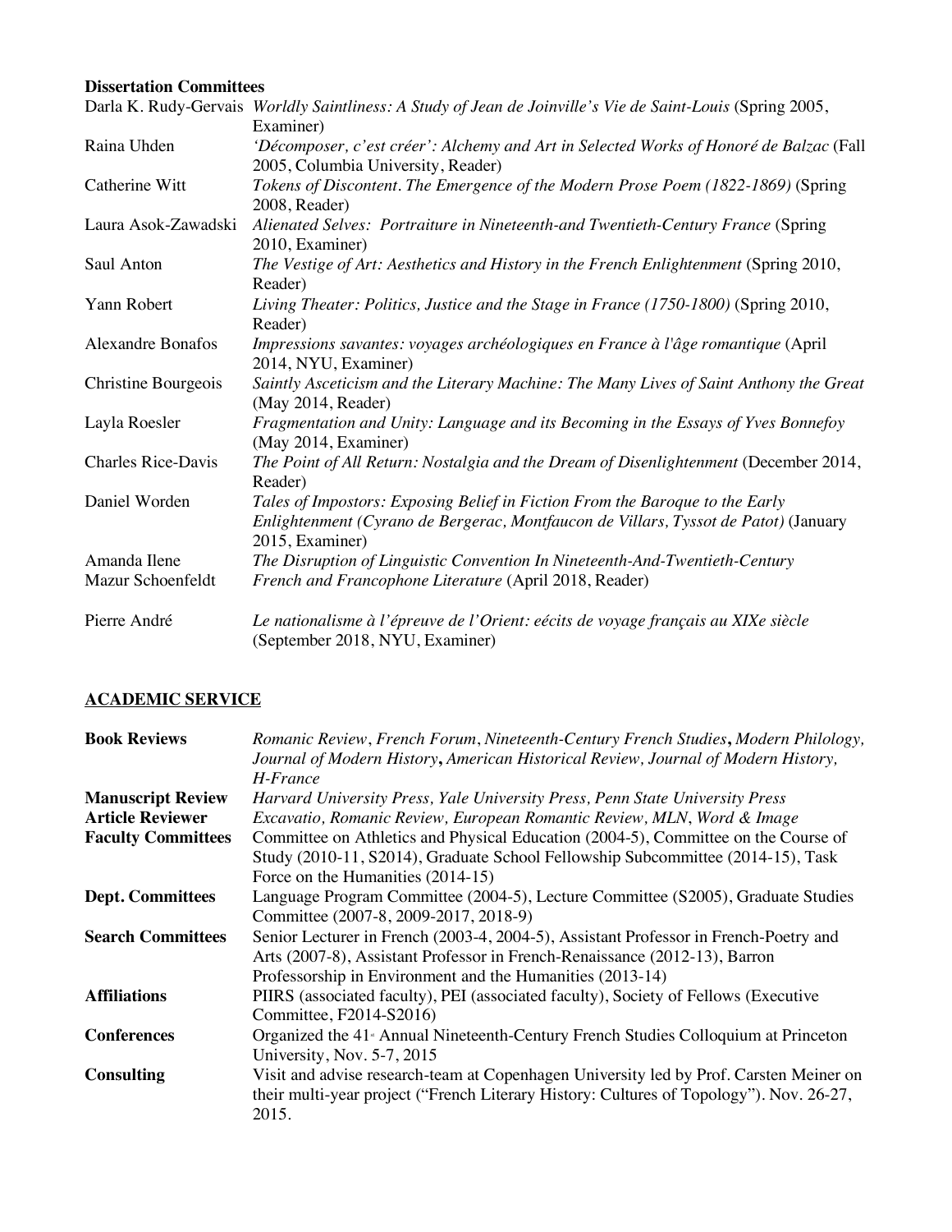**Dissertation Committees**

| | |
|---|---|
| Darla K. Rudy-Gervais | *Worldly Saintliness: A Study of Jean de Joinville's Vie de Saint-Louis* (Spring 2005, Examiner) |
| Raina Uhden | *'Décomposer, c'est créer': Alchemy and Art in Selected Works of Honoré de Balzac* (Fall 2005, Columbia University, Reader) |
| Catherine Witt | *Tokens of Discontent. The Emergence of the Modern Prose Poem (1822-1869)* (Spring 2008, Reader) |
| Laura Asok-Zawadski | *Alienated Selves: Portraiture in Nineteenth-and Twentieth-Century France* (Spring 2010, Examiner) |
| Saul Anton | *The Vestige of Art: Aesthetics and History in the French Enlightenment* (Spring 2010, Reader) |
| Yann Robert | *Living Theater: Politics, Justice and the Stage in France (1750-1800)* (Spring 2010, Reader) |
| Alexandre Bonafos | *Impressions savantes: voyages archéologiques en France à l'âge romantique* (April 2014, NYU, Examiner) |
| Christine Bourgeois | *Saintly Asceticism and the Literary Machine: The Many Lives of Saint Anthony the Great* (May 2014, Reader) |
| Layla Roesler | *Fragmentation and Unity: Language and its Becoming in the Essays of Yves Bonnefoy* (May 2014, Examiner) |
| Charles Rice-Davis | *The Point of All Return: Nostalgia and the Dream of Disenlightenment* (December 2014, Reader) |
| Daniel Worden | *Tales of Impostors: Exposing Belief in Fiction From the Baroque to the Early Enlightenment (Cyrano de Bergerac, Montfaucon de Villars, Tyssot de Patot)* (January 2015, Examiner) |
| Amanda Ilene Mazur Schoenfeldt | *The Disruption of Linguistic Convention In Nineteenth-And-Twentieth-Century French and Francophone Literature* (April 2018, Reader) |
| Pierre André | *Le nationalisme à l'épreuve de l'Orient: eécits de voyage français au XIXe siècle* (September 2018, NYU, Examiner) |

## ACADEMIC SERVICE

| | |
|---|---|
| **Book Reviews** | *Romanic Review*, *French Forum*, *Nineteenth-Century French Studies*, *Modern Philology, Journal of Modern History*, *American Historical Review, Journal of Modern History, H-France* |
| **Manuscript Review** | *Harvard University Press, Yale University Press, Penn State University Press* |
| **Article Reviewer** | *Excavatio, Romanic Review, European Romantic Review, MLN, Word & Image* |
| **Faculty Committees** | Committee on Athletics and Physical Education (2004-5), Committee on the Course of Study (2010-11, S2014), Graduate School Fellowship Subcommittee (2014-15), Task Force on the Humanities (2014-15) |
| **Dept. Committees** | Language Program Committee (2004-5), Lecture Committee (S2005), Graduate Studies Committee (2007-8, 2009-2017, 2018-9) |
| **Search Committees** | Senior Lecturer in French (2003-4, 2004-5), Assistant Professor in French-Poetry and Arts (2007-8), Assistant Professor in French-Renaissance (2012-13), Barron Professorship in Environment and the Humanities (2013-14) |
| **Affiliations** | PIIRS (associated faculty), PEI (associated faculty), Society of Fellows (Executive Committee, F2014-S2016) |
| **Conferences** | Organized the 41st Annual Nineteenth-Century French Studies Colloquium at Princeton University, Nov. 5-7, 2015 |
| **Consulting** | Visit and advise research-team at Copenhagen University led by Prof. Carsten Meiner on their multi-year project ("French Literary History: Cultures of Topology"). Nov. 26-27, 2015. |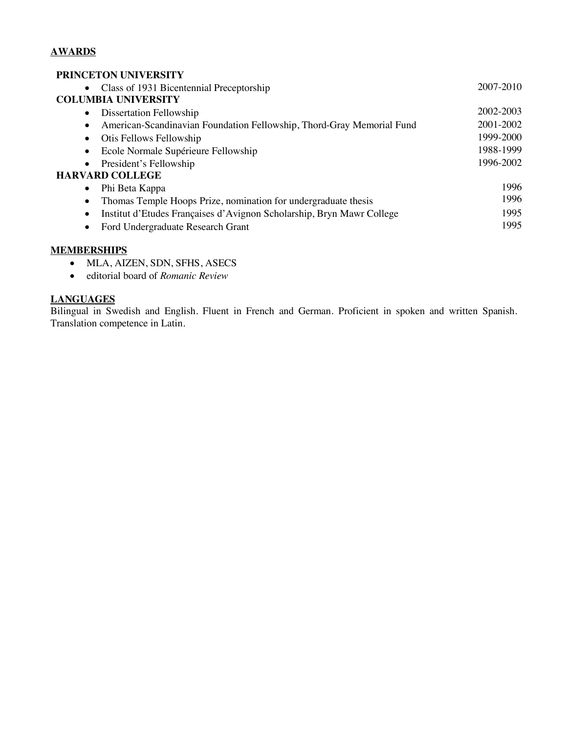## AWARDS

**PRINCETON UNIVERSITY**

- Class of 1931 Bicentennial Preceptorship 2007-2010

**COLUMBIA UNIVERSITY**

- Dissertation Fellowship 2002-2003
- American-Scandinavian Foundation Fellowship, Thord-Gray Memorial Fund 2001-2002
- Otis Fellows Fellowship 1999-2000
- Ecole Normale Supérieure Fellowship 1988-1999
- President's Fellowship 1996-2002

**HARVARD COLLEGE**

- Phi Beta Kappa 1996
- Thomas Temple Hoops Prize, nomination for undergraduate thesis 1996
- Institut d'Etudes Françaises d'Avignon Scholarship, Bryn Mawr College 1995
- Ford Undergraduate Research Grant 1995

## MEMBERSHIPS

- MLA, AIZEN, SDN, SFHS, ASECS
- editorial board of *Romanic Review*

## LANGUAGES

Bilingual in Swedish and English. Fluent in French and German. Proficient in spoken and written Spanish. Translation competence in Latin.